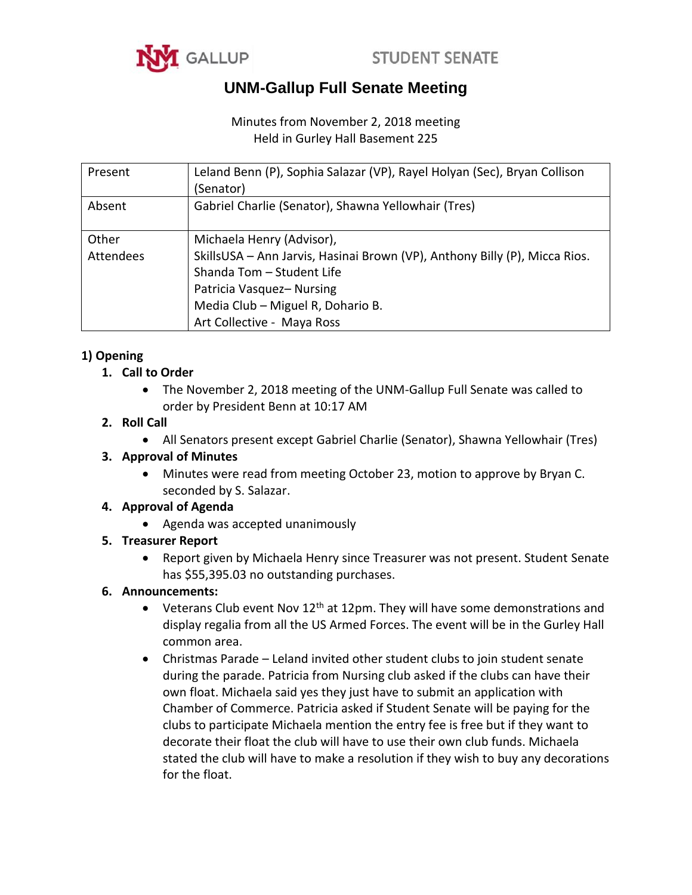# UNM-Gallup Full Senate Meeting

Minutes from November 2, 2018 meeting
Held in Gurley Hall Basement 225

| | |
|---|---|
| Present | Leland Benn (P), Sophia Salazar (VP), Rayel Holyan (Sec), Bryan Collison (Senator) |
| Absent | Gabriel Charlie (Senator), Shawna Yellowhair (Tres) |
| Other Attendees | Michaela Henry (Advisor),<br>SkillsUSA – Ann Jarvis, Hasinai Brown (VP), Anthony Billy (P), Micca Rios.<br>Shanda Tom – Student Life<br>Patricia Vasquez– Nursing<br>Media Club – Miguel R, Dohario B.<br>Art Collective - Maya Ross |

## 1) Opening

1. **Call to Order**
   - The November 2, 2018 meeting of the UNM-Gallup Full Senate was called to order by President Benn at 10:17 AM
2. **Roll Call**
   - All Senators present except Gabriel Charlie (Senator), Shawna Yellowhair (Tres)
3. **Approval of Minutes**
   - Minutes were read from meeting October 23, motion to approve by Bryan C. seconded by S. Salazar.
4. **Approval of Agenda**
   - Agenda was accepted unanimously
5. **Treasurer Report**
   - Report given by Michaela Henry since Treasurer was not present. Student Senate has $55,395.03 no outstanding purchases.
6. **Announcements:**
   - Veterans Club event Nov 12th at 12pm. They will have some demonstrations and display regalia from all the US Armed Forces. The event will be in the Gurley Hall common area.
   - Christmas Parade – Leland invited other student clubs to join student senate during the parade. Patricia from Nursing club asked if the clubs can have their own float. Michaela said yes they just have to submit an application with Chamber of Commerce. Patricia asked if Student Senate will be paying for the clubs to participate Michaela mention the entry fee is free but if they want to decorate their float the club will have to use their own club funds. Michaela stated the club will have to make a resolution if they wish to buy any decorations for the float.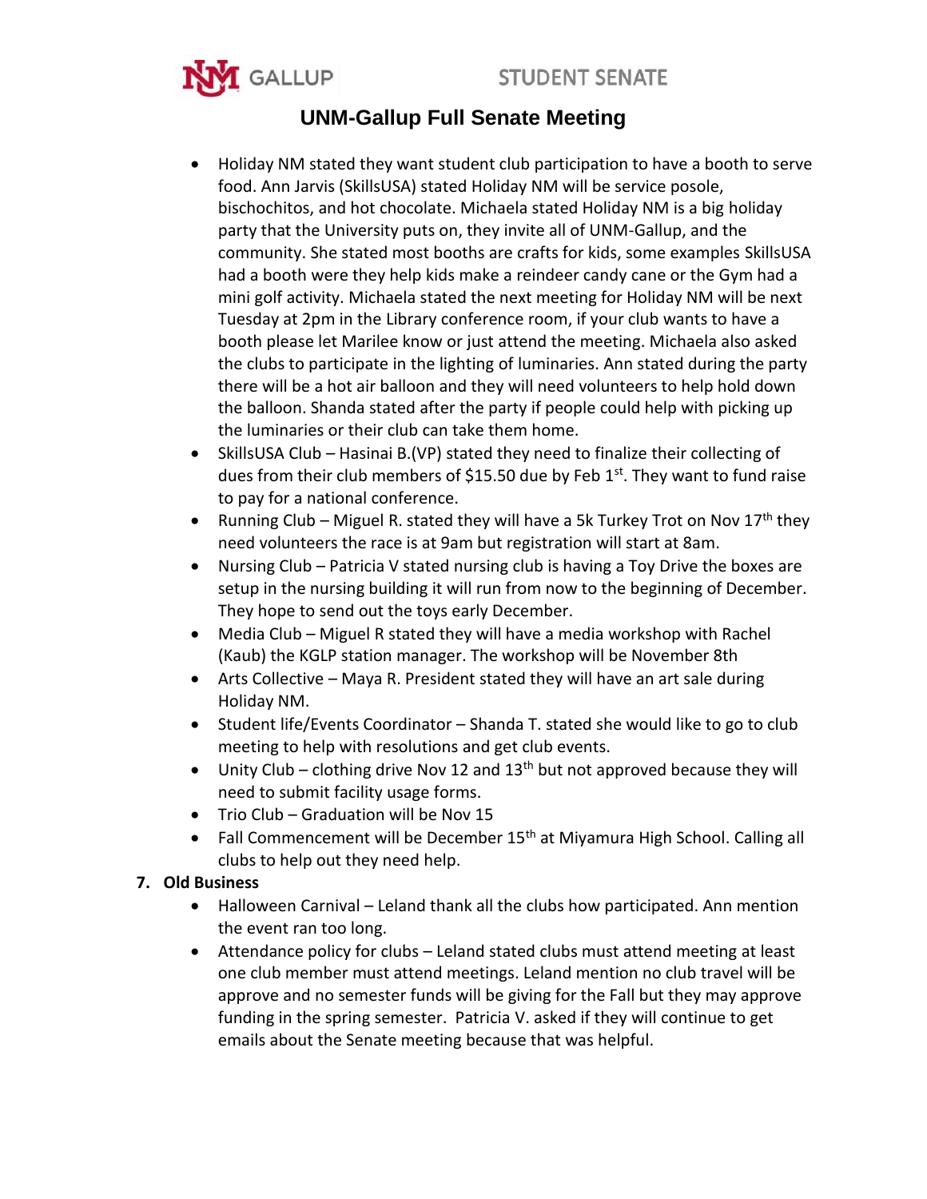# UNM-Gallup Full Senate Meeting

- Holiday NM stated they want student club participation to have a booth to serve food. Ann Jarvis (SkillsUSA) stated Holiday NM will be service posole, bischochitos, and hot chocolate. Michaela stated Holiday NM is a big holiday party that the University puts on, they invite all of UNM-Gallup, and the community. She stated most booths are crafts for kids, some examples SkillsUSA had a booth were they help kids make a reindeer candy cane or the Gym had a mini golf activity. Michaela stated the next meeting for Holiday NM will be next Tuesday at 2pm in the Library conference room, if your club wants to have a booth please let Marilee know or just attend the meeting. Michaela also asked the clubs to participate in the lighting of luminaries. Ann stated during the party there will be a hot air balloon and they will need volunteers to help hold down the balloon. Shanda stated after the party if people could help with picking up the luminaries or their club can take them home.
- SkillsUSA Club – Hasinai B.(VP) stated they need to finalize their collecting of dues from their club members of $15.50 due by Feb 1st. They want to fund raise to pay for a national conference.
- Running Club – Miguel R. stated they will have a 5k Turkey Trot on Nov 17th they need volunteers the race is at 9am but registration will start at 8am.
- Nursing Club – Patricia V stated nursing club is having a Toy Drive the boxes are setup in the nursing building it will run from now to the beginning of December. They hope to send out the toys early December.
- Media Club – Miguel R stated they will have a media workshop with Rachel (Kaub) the KGLP station manager. The workshop will be November 8th
- Arts Collective – Maya R. President stated they will have an art sale during Holiday NM.
- Student life/Events Coordinator – Shanda T. stated she would like to go to club meeting to help with resolutions and get club events.
- Unity Club – clothing drive Nov 12 and 13th but not approved because they will need to submit facility usage forms.
- Trio Club – Graduation will be Nov 15
- Fall Commencement will be December 15th at Miyamura High School. Calling all clubs to help out they need help.

**7. Old Business**

- Halloween Carnival – Leland thank all the clubs how participated. Ann mention the event ran too long.
- Attendance policy for clubs – Leland stated clubs must attend meeting at least one club member must attend meetings. Leland mention no club travel will be approve and no semester funds will be giving for the Fall but they may approve funding in the spring semester. Patricia V. asked if they will continue to get emails about the Senate meeting because that was helpful.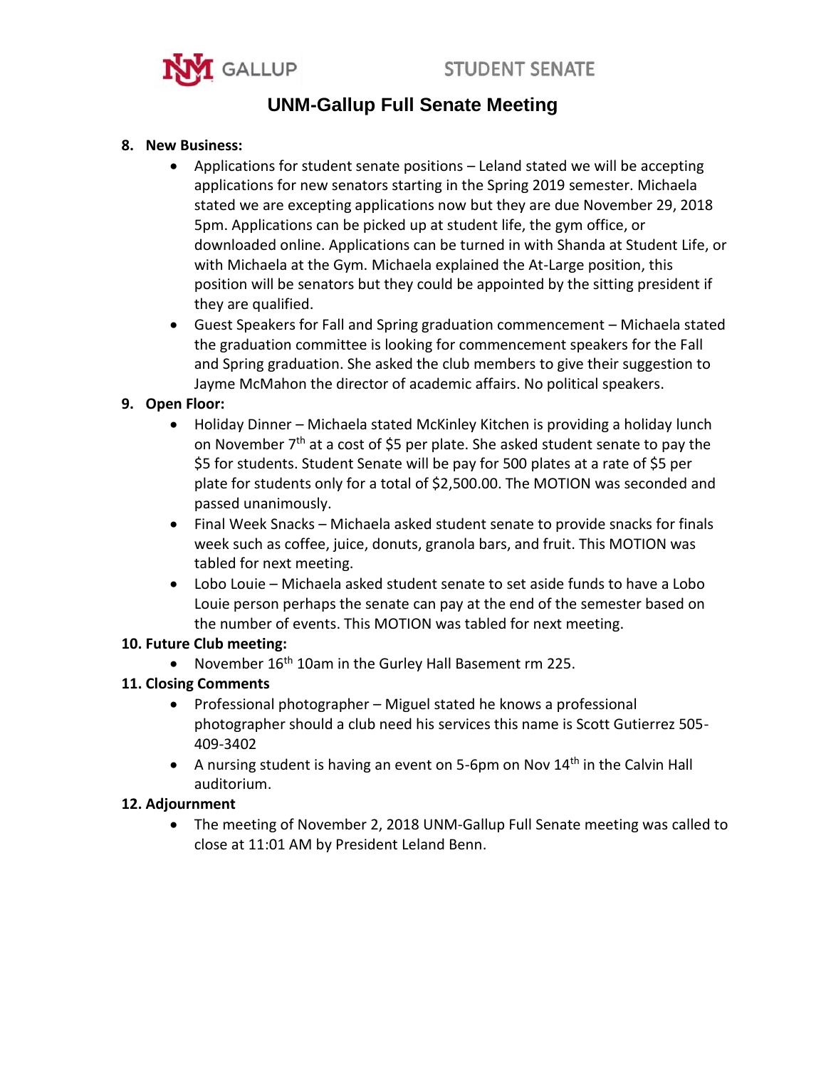# UNM-Gallup Full Senate Meeting

8. **New Business:**
   - Applications for student senate positions – Leland stated we will be accepting applications for new senators starting in the Spring 2019 semester. Michaela stated we are excepting applications now but they are due November 29, 2018 5pm. Applications can be picked up at student life, the gym office, or downloaded online. Applications can be turned in with Shanda at Student Life, or with Michaela at the Gym. Michaela explained the At-Large position, this position will be senators but they could be appointed by the sitting president if they are qualified.
   - Guest Speakers for Fall and Spring graduation commencement – Michaela stated the graduation committee is looking for commencement speakers for the Fall and Spring graduation. She asked the club members to give their suggestion to Jayme McMahon the director of academic affairs. No political speakers.
9. **Open Floor:**
   - Holiday Dinner – Michaela stated McKinley Kitchen is providing a holiday lunch on November 7th at a cost of $5 per plate. She asked student senate to pay the $5 for students. Student Senate will be pay for 500 plates at a rate of $5 per plate for students only for a total of $2,500.00. The MOTION was seconded and passed unanimously.
   - Final Week Snacks – Michaela asked student senate to provide snacks for finals week such as coffee, juice, donuts, granola bars, and fruit. This MOTION was tabled for next meeting.
   - Lobo Louie – Michaela asked student senate to set aside funds to have a Lobo Louie person perhaps the senate can pay at the end of the semester based on the number of events. This MOTION was tabled for next meeting.
10. **Future Club meeting:**
    - November 16th 10am in the Gurley Hall Basement rm 225.
11. **Closing Comments**
    - Professional photographer – Miguel stated he knows a professional photographer should a club need his services this name is Scott Gutierrez 505-409-3402
    - A nursing student is having an event on 5-6pm on Nov 14th in the Calvin Hall auditorium.
12. **Adjournment**
    - The meeting of November 2, 2018 UNM-Gallup Full Senate meeting was called to close at 11:01 AM by President Leland Benn.